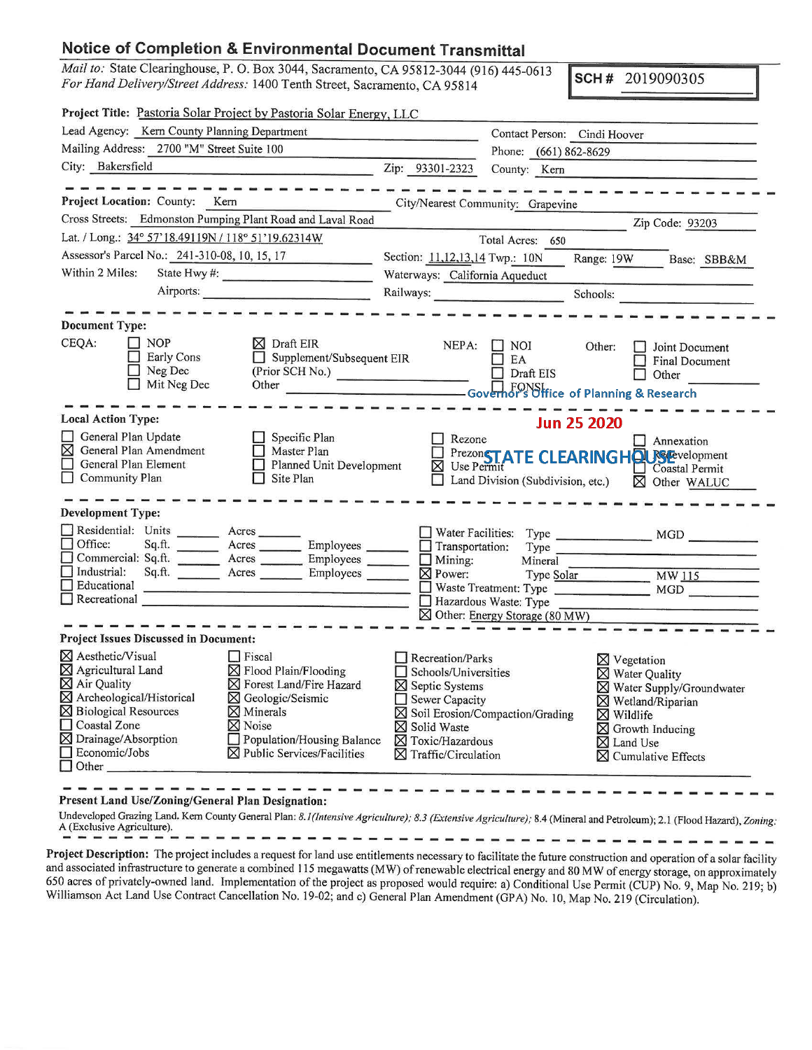# Notice of Completion & Environmental Document Transmittal

*Mail to:* State Clearinghouse, P. O. Box 3044, Sacramento, CA 95812-3044 (916) 445-0613
*For Hand Delivery/Street Address:* 1400 Tenth Street, Sacramento, CA 95814

**SCH #** 2019090305

**Project Title:** Pastoria Solar Project by Pastoria Solar Energy, LLC

Lead Agency: Kern County Planning Department
Contact Person: Cindi Hoover
Mailing Address: 2700 "M" Street Suite 100
Phone: (661) 862-8629
City: Bakersfield
Zip: 93301-2323
County: Kern

---

**Project Location:** County: Kern
City/Nearest Community: Grapevine
Cross Streets: Edmonston Pumping Plant Road and Laval Road
Zip Code: 93203
Lat. / Long.: 34° 57'18.49119N / 118° 51'19.62314W
Total Acres: 650
Assessor's Parcel No.: 241-310-08, 10, 15, 17
Section: 11,12,13,14 Twp.: 10N
Range: 19W
Base: SBB&M
Within 2 Miles: State Hwy #:
Waterways: California Aqueduct
Airports:
Railways:
Schools:

---

**Document Type:**

CEQA:
- ☐ NOP
- ☐ Early Cons
- ☐ Neg Dec
- ☐ Mit Neg Dec
- ☒ Draft EIR
- ☐ Supplement/Subsequent EIR
- (Prior SCH No.)
- Other

NEPA:
- ☐ NOI
- ☐ EA
- ☐ Draft EIS
- ☐ FONSI

Other:
- ☐ Joint Document
- ☐ Final Document
- ☐ Other

Governor's Office of Planning & Research

Jun 25 2020

STATE CLEARINGHOUSE

---

**Local Action Type:**

- ☐ General Plan Update
- ☒ General Plan Amendment
- ☐ General Plan Element
- ☐ Community Plan
- ☐ Specific Plan
- ☐ Master Plan
- ☐ Planned Unit Development
- ☐ Site Plan
- ☐ Rezone
- ☐ Prezone
- ☒ Use Permit
- ☐ Land Division (Subdivision, etc.)
- ☐ Annexation
- ☐ Redevelopment
- ☐ Coastal Permit
- ☒ Other WALUC

---

**Development Type:**

- ☐ Residential: Units ______ Acres ______
- ☐ Office: Sq.ft. ______ Acres ______ Employees ______
- ☐ Commercial: Sq.ft. ______ Acres ______ Employees ______
- ☐ Industrial: Sq.ft. ______ Acres ______ Employees ______
- ☐ Educational
- ☐ Recreational
- ☐ Water Facilities: Type ______ MGD ______
- ☐ Transportation: Type ______
- ☐ Mining: Mineral ______
- ☒ Power: Type Solar MW 115
- ☐ Waste Treatment: Type ______ MGD ______
- ☐ Hazardous Waste: Type ______
- ☒ Other: Energy Storage (80 MW)

---

**Project Issues Discussed in Document:**

- ☒ Aesthetic/Visual
- ☒ Agricultural Land
- ☒ Air Quality
- ☒ Archeological/Historical
- ☒ Biological Resources
- ☐ Coastal Zone
- ☒ Drainage/Absorption
- ☐ Economic/Jobs
- ☐ Fiscal
- ☒ Flood Plain/Flooding
- ☒ Forest Land/Fire Hazard
- ☒ Geologic/Seismic
- ☒ Minerals
- ☒ Noise
- ☐ Population/Housing Balance
- ☒ Public Services/Facilities
- ☐ Recreation/Parks
- ☐ Schools/Universities
- ☒ Septic Systems
- ☐ Sewer Capacity
- ☒ Soil Erosion/Compaction/Grading
- ☒ Solid Waste
- ☒ Toxic/Hazardous
- ☒ Traffic/Circulation
- ☒ Vegetation
- ☒ Water Quality
- ☒ Water Supply/Groundwater
- ☒ Wetland/Riparian
- ☒ Wildlife
- ☒ Growth Inducing
- ☒ Land Use
- ☒ Cumulative Effects
- ☐ Other

---

**Present Land Use/Zoning/General Plan Designation:**

Undeveloped Grazing Land. Kern County General Plan: *8.1(Intensive Agriculture); 8.3 (Extensive Agriculture);* 8.4 (Mineral and Petroleum); 2.1 (Flood Hazard), *Zoning:* A (Exclusive Agriculture).

---

**Project Description:** The project includes a request for land use entitlements necessary to facilitate the future construction and operation of a solar facility and associated infrastructure to generate a combined 115 megawatts (MW) of renewable electrical energy and 80 MW of energy storage, on approximately 650 acres of privately-owned land. Implementation of the project as proposed would require: a) Conditional Use Permit (CUP) No. 9, Map No. 219; b) Williamson Act Land Use Contract Cancellation No. 19-02; and c) General Plan Amendment (GPA) No. 10, Map No. 219 (Circulation).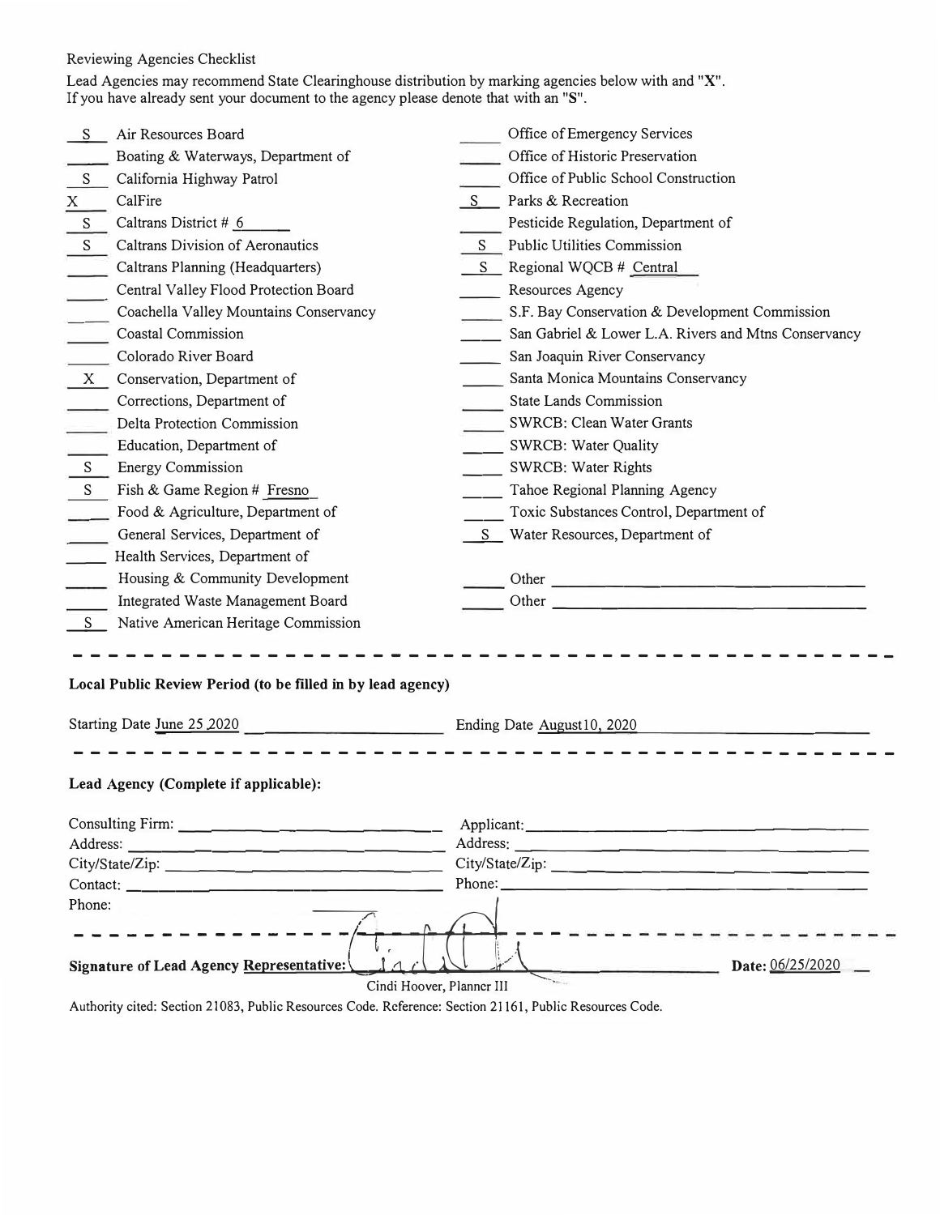Reviewing Agencies Checklist

Lead Agencies may recommend State Clearinghouse distribution by marking agencies below with and "**X**".
If you have already sent your document to the agency please denote that with an "**S**".

| | | | |
|---|---|---|---|
| S | Air Resources Board | | Office of Emergency Services |
| | Boating & Waterways, Department of | | Office of Historic Preservation |
| S | California Highway Patrol | | Office of Public School Construction |
| X | CalFire | S | Parks & Recreation |
| S | Caltrans District # 6 | | Pesticide Regulation, Department of |
| S | Caltrans Division of Aeronautics | S | Public Utilities Commission |
| | Caltrans Planning (Headquarters) | S | Regional WQCB # Central |
| | Central Valley Flood Protection Board | | Resources Agency |
| | Coachella Valley Mountains Conservancy | | S.F. Bay Conservation & Development Commission |
| | Coastal Commission | | San Gabriel & Lower L.A. Rivers and Mtns Conservancy |
| | Colorado River Board | | San Joaquin River Conservancy |
| X | Conservation, Department of | | Santa Monica Mountains Conservancy |
| | Corrections, Department of | | State Lands Commission |
| | Delta Protection Commission | | SWRCB: Clean Water Grants |
| | Education, Department of | | SWRCB: Water Quality |
| S | Energy Commission | | SWRCB: Water Rights |
| S | Fish & Game Region # Fresno | | Tahoe Regional Planning Agency |
| | Food & Agriculture, Department of | | Toxic Substances Control, Department of |
| | General Services, Department of | S | Water Resources, Department of |
| | Health Services, Department of | | |
| | Housing & Community Development | | Other |
| | Integrated Waste Management Board | | Other |
| S | Native American Heritage Commission | | |

---

**Local Public Review Period (to be filled in by lead agency)**

Starting Date June 25 2020 Ending Date August10, 2020

---

**Lead Agency (Complete if applicable):**

Consulting Firm:
Address:
City/State/Zip:
Contact:
Phone:

Applicant:
Address:
City/State/Zip:
Phone:

---

**Signature of Lead Agency Representative:** **Date:** 06/25/2020

Cindi Hoover, Planner III

Authority cited: Section 21083, Public Resources Code. Reference: Section 21161, Public Resources Code.